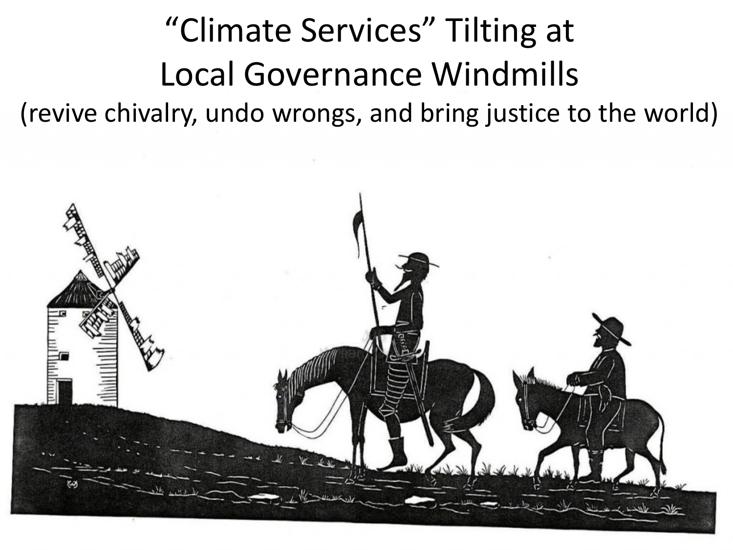# “Climate Services” Tilting at Local Governance Windmills

(revive chivalry, undo wrongs, and bring justice to the world)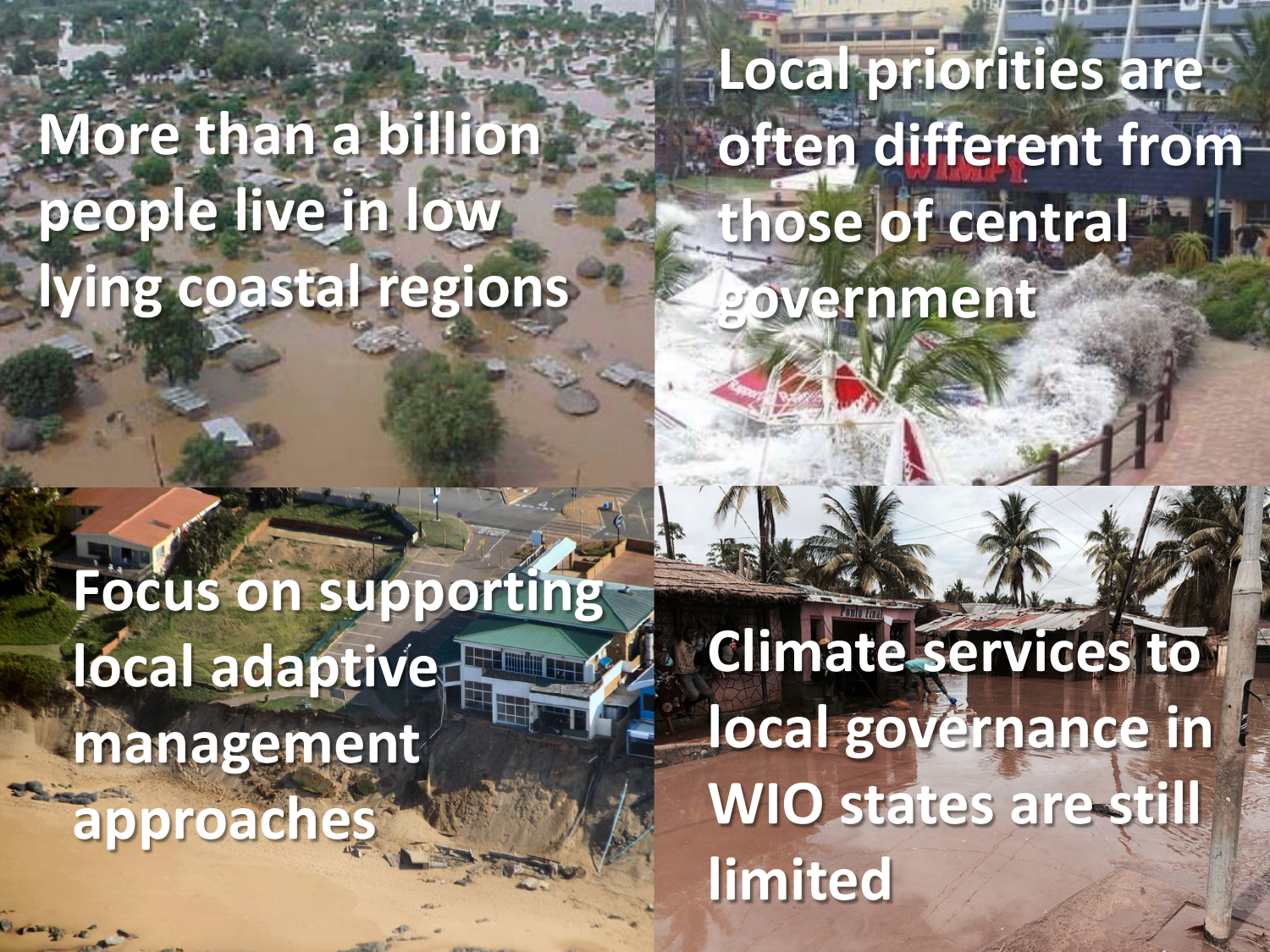More than a billion people live in low lying coastal regions

Local priorities are often different from those of central government

Focus on supporting local adaptive management approaches

Climate services to local governance in WIO states are still limited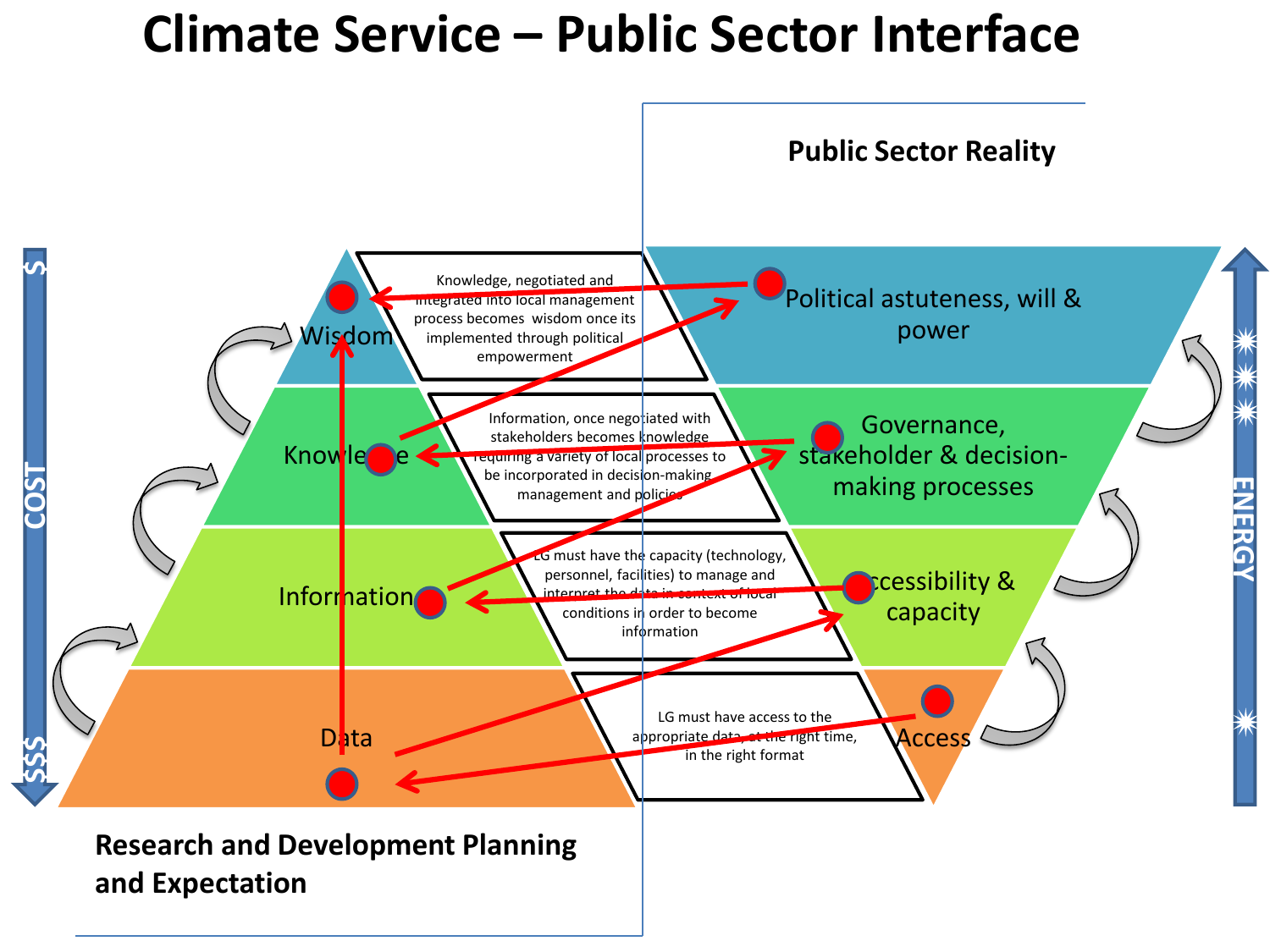# Climate Service – Public Sector Interface

**Public Sector Reality**

Political astuteness, will & power

Governance, stakeholder & decision-making processes

Accessibility & capacity

Access

ENERGY

Wisdom

Knowledge

Information

Data

COST

$

$$$

Knowledge, negotiated and integrated into local management process becomes wisdom once its implemented through political empowerment

Information, once negotiated with stakeholders becomes knowledge requiring a variety of local processes to be incorporated in decision-making management and policies

LG must have the capacity (technology, personnel, facilities) to manage and interpret the data in context of local conditions in order to become information

LG must have access to the appropriate data, at the right time, in the right format

**Research and Development Planning and Expectation**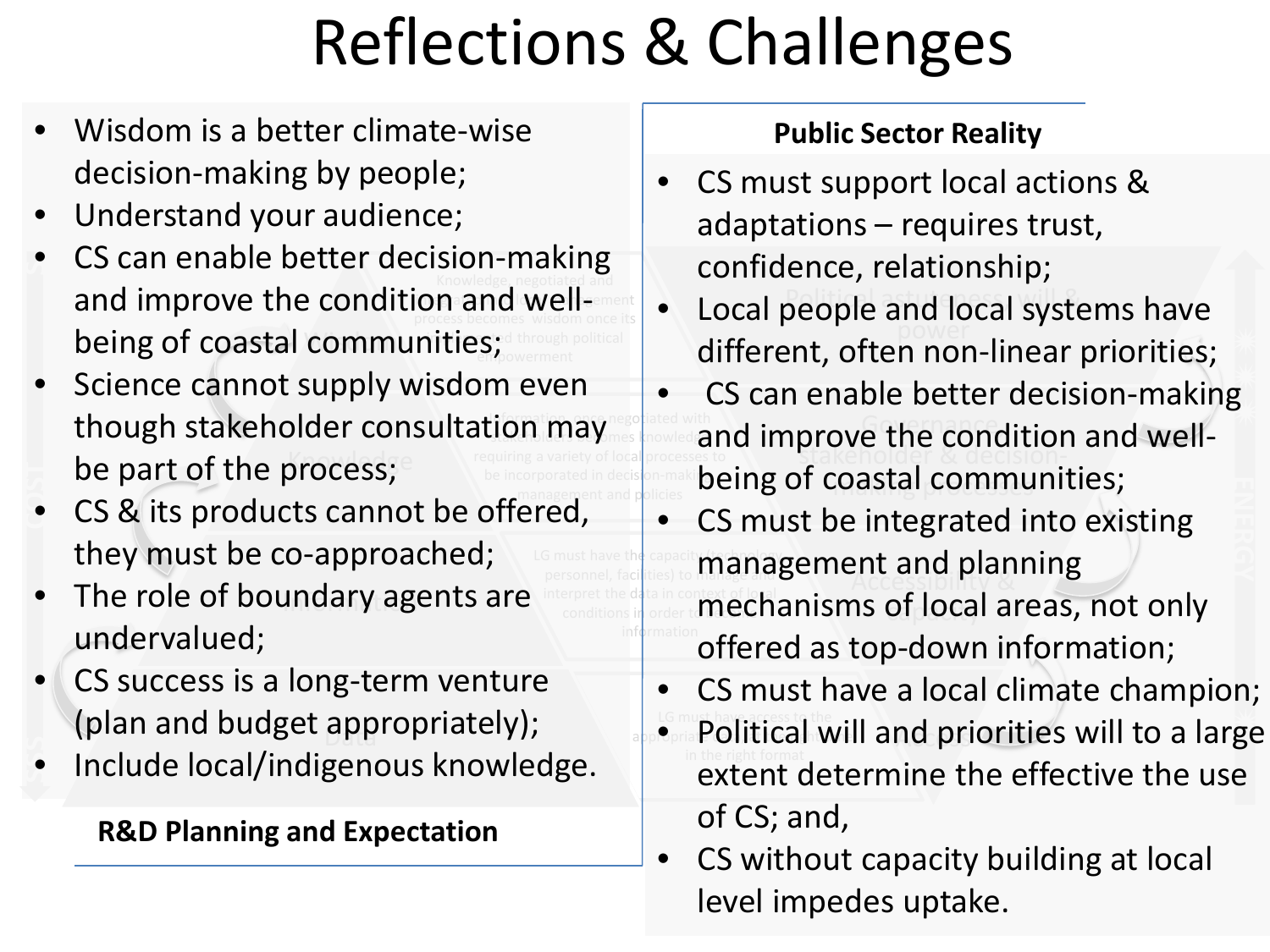# Reflections & Challenges

## R&D Planning and Expectation

- Wisdom is a better climate-wise decision-making by people;
- Understand your audience;
- CS can enable better decision-making and improve the condition and well-being of coastal communities;
- Science cannot supply wisdom even though stakeholder consultation may be part of the process;
- CS & its products cannot be offered, they must be co-approached;
- The role of boundary agents are undervalued;
- CS success is a long-term venture (plan and budget appropriately);
- Include local/indigenous knowledge.

## Public Sector Reality

- CS must support local actions & adaptations – requires trust, confidence, relationship;
- Local people and local systems have different, often non-linear priorities;
- CS can enable better decision-making and improve the condition and well-being of coastal communities;
- CS must be integrated into existing management and planning mechanisms of local areas, not only offered as top-down information;
- CS must have a local climate champion;
- Political will and priorities will to a large extent determine the effective the use of CS; and,
- CS without capacity building at local level impedes uptake.